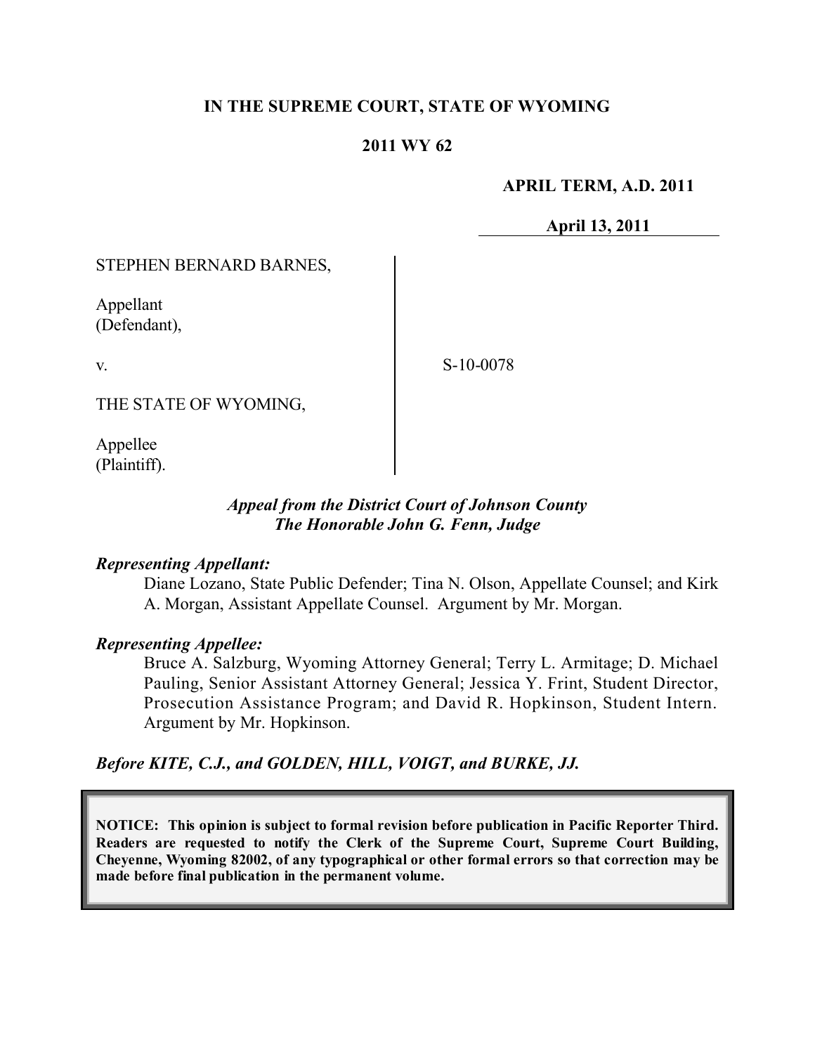**IN THE SUPREME COURT, STATE OF WYOMING**

**2011 WY 62**

**APRIL TERM, A.D. 2011**

**April 13, 2011**

STEPHEN BERNARD BARNES,

Appellant
(Defendant),

v.

THE STATE OF WYOMING,

Appellee
(Plaintiff).

S-10-0078

*Appeal from the District Court of Johnson County*
*The Honorable John G. Fenn, Judge*

***Representing Appellant:***

Diane Lozano, State Public Defender; Tina N. Olson, Appellate Counsel; and Kirk A. Morgan, Assistant Appellate Counsel. Argument by Mr. Morgan.

***Representing Appellee:***

Bruce A. Salzburg, Wyoming Attorney General; Terry L. Armitage; D. Michael Pauling, Senior Assistant Attorney General; Jessica Y. Frint, Student Director, Prosecution Assistance Program; and David R. Hopkinson, Student Intern. Argument by Mr. Hopkinson.

***Before KITE, C.J., and GOLDEN, HILL, VOIGT, and BURKE, JJ.***

**NOTICE: This opinion is subject to formal revision before publication in Pacific Reporter Third. Readers are requested to notify the Clerk of the Supreme Court, Supreme Court Building, Cheyenne, Wyoming 82002, of any typographical or other formal errors so that correction may be made before final publication in the permanent volume.**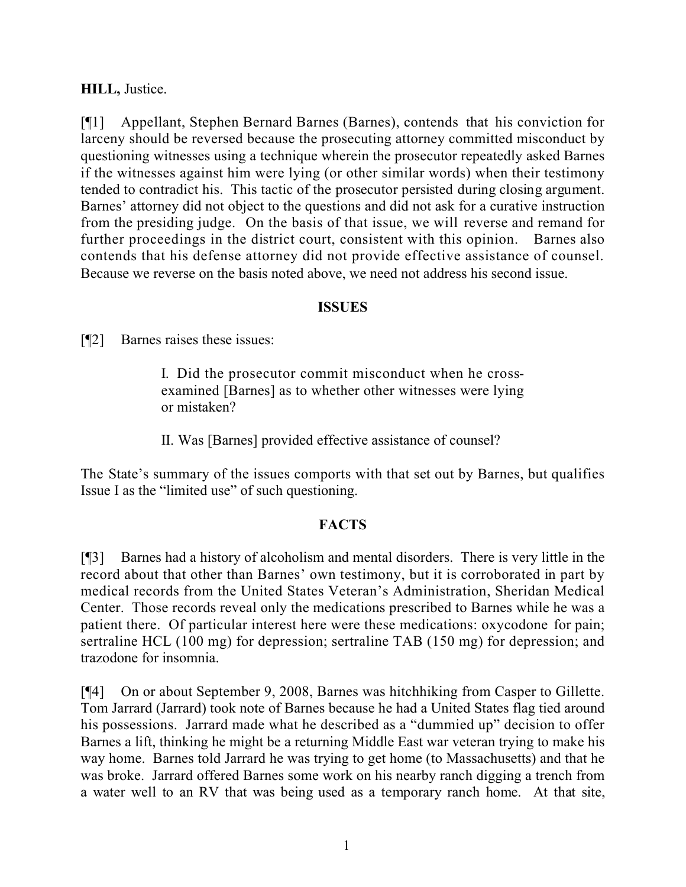**HILL,** Justice.

[¶1] Appellant, Stephen Bernard Barnes (Barnes), contends that his conviction for larceny should be reversed because the prosecuting attorney committed misconduct by questioning witnesses using a technique wherein the prosecutor repeatedly asked Barnes if the witnesses against him were lying (or other similar words) when their testimony tended to contradict his. This tactic of the prosecutor persisted during closing argument. Barnes' attorney did not object to the questions and did not ask for a curative instruction from the presiding judge. On the basis of that issue, we will reverse and remand for further proceedings in the district court, consistent with this opinion. Barnes also contends that his defense attorney did not provide effective assistance of counsel. Because we reverse on the basis noted above, we need not address his second issue.

## ISSUES

[¶2] Barnes raises these issues:

> I. Did the prosecutor commit misconduct when he cross-examined [Barnes] as to whether other witnesses were lying or mistaken?
>
> II. Was [Barnes] provided effective assistance of counsel?

The State's summary of the issues comports with that set out by Barnes, but qualifies Issue I as the "limited use" of such questioning.

## FACTS

[¶3] Barnes had a history of alcoholism and mental disorders. There is very little in the record about that other than Barnes' own testimony, but it is corroborated in part by medical records from the United States Veteran's Administration, Sheridan Medical Center. Those records reveal only the medications prescribed to Barnes while he was a patient there. Of particular interest here were these medications: oxycodone for pain; sertraline HCL (100 mg) for depression; sertraline TAB (150 mg) for depression; and trazodone for insomnia.

[¶4] On or about September 9, 2008, Barnes was hitchhiking from Casper to Gillette. Tom Jarrard (Jarrard) took note of Barnes because he had a United States flag tied around his possessions. Jarrard made what he described as a "dummied up" decision to offer Barnes a lift, thinking he might be a returning Middle East war veteran trying to make his way home. Barnes told Jarrard he was trying to get home (to Massachusetts) and that he was broke. Jarrard offered Barnes some work on his nearby ranch digging a trench from a water well to an RV that was being used as a temporary ranch home. At that site,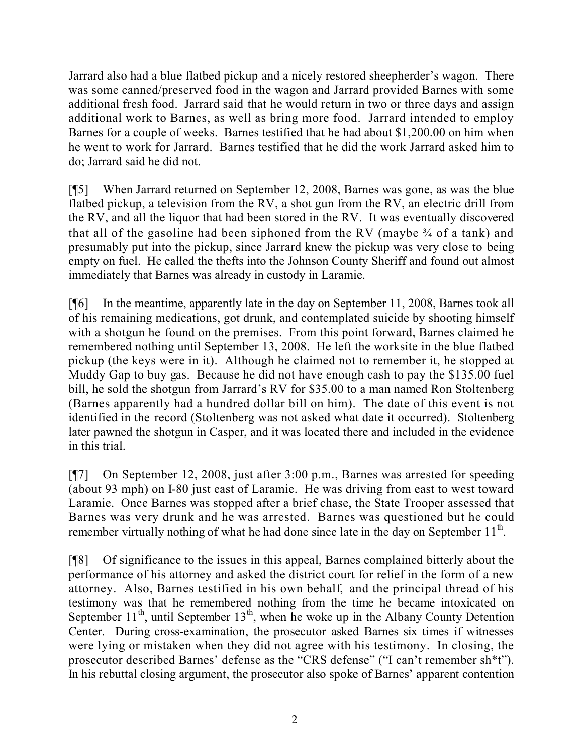Jarrard also had a blue flatbed pickup and a nicely restored sheepherder's wagon. There was some canned/preserved food in the wagon and Jarrard provided Barnes with some additional fresh food. Jarrard said that he would return in two or three days and assign additional work to Barnes, as well as bring more food. Jarrard intended to employ Barnes for a couple of weeks. Barnes testified that he had about $1,200.00 on him when he went to work for Jarrard. Barnes testified that he did the work Jarrard asked him to do; Jarrard said he did not.

[¶5] When Jarrard returned on September 12, 2008, Barnes was gone, as was the blue flatbed pickup, a television from the RV, a shot gun from the RV, an electric drill from the RV, and all the liquor that had been stored in the RV. It was eventually discovered that all of the gasoline had been siphoned from the RV (maybe ¾ of a tank) and presumably put into the pickup, since Jarrard knew the pickup was very close to being empty on fuel. He called the thefts into the Johnson County Sheriff and found out almost immediately that Barnes was already in custody in Laramie.

[¶6] In the meantime, apparently late in the day on September 11, 2008, Barnes took all of his remaining medications, got drunk, and contemplated suicide by shooting himself with a shotgun he found on the premises. From this point forward, Barnes claimed he remembered nothing until September 13, 2008. He left the worksite in the blue flatbed pickup (the keys were in it). Although he claimed not to remember it, he stopped at Muddy Gap to buy gas. Because he did not have enough cash to pay the $135.00 fuel bill, he sold the shotgun from Jarrard's RV for $35.00 to a man named Ron Stoltenberg (Barnes apparently had a hundred dollar bill on him). The date of this event is not identified in the record (Stoltenberg was not asked what date it occurred). Stoltenberg later pawned the shotgun in Casper, and it was located there and included in the evidence in this trial.

[¶7] On September 12, 2008, just after 3:00 p.m., Barnes was arrested for speeding (about 93 mph) on I-80 just east of Laramie. He was driving from east to west toward Laramie. Once Barnes was stopped after a brief chase, the State Trooper assessed that Barnes was very drunk and he was arrested. Barnes was questioned but he could remember virtually nothing of what he had done since late in the day on September 11th.

[¶8] Of significance to the issues in this appeal, Barnes complained bitterly about the performance of his attorney and asked the district court for relief in the form of a new attorney. Also, Barnes testified in his own behalf, and the principal thread of his testimony was that he remembered nothing from the time he became intoxicated on September 11th, until September 13th, when he woke up in the Albany County Detention Center. During cross-examination, the prosecutor asked Barnes six times if witnesses were lying or mistaken when they did not agree with his testimony. In closing, the prosecutor described Barnes' defense as the "CRS defense" ("I can't remember sh*t"). In his rebuttal closing argument, the prosecutor also spoke of Barnes' apparent contention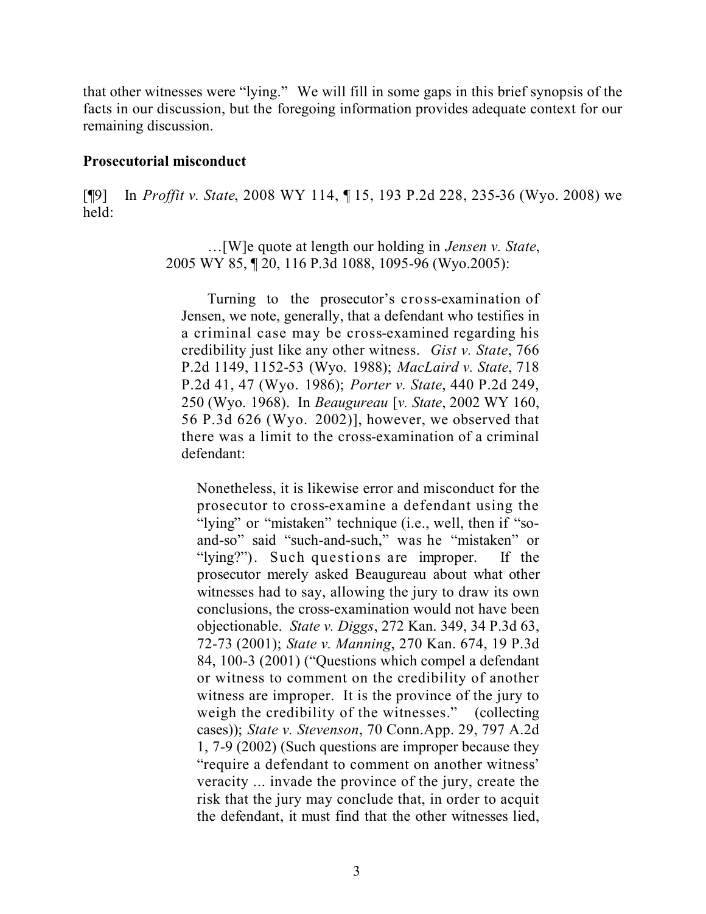that other witnesses were "lying." We will fill in some gaps in this brief synopsis of the facts in our discussion, but the foregoing information provides adequate context for our remaining discussion.

**Prosecutorial misconduct**

[¶9] In *Proffit v. State*, 2008 WY 114, ¶ 15, 193 P.2d 228, 235-36 (Wyo. 2008) we held:

> …[W]e quote at length our holding in *Jensen v. State*, 2005 WY 85, ¶ 20, 116 P.3d 1088, 1095-96 (Wyo.2005):
>
> > Turning to the prosecutor's cross-examination of Jensen, we note, generally, that a defendant who testifies in a criminal case may be cross-examined regarding his credibility just like any other witness. *Gist v. State*, 766 P.2d 1149, 1152-53 (Wyo. 1988); *MacLaird v. State*, 718 P.2d 41, 47 (Wyo. 1986); *Porter v. State*, 440 P.2d 249, 250 (Wyo. 1968). In *Beaugureau* [*v. State*, 2002 WY 160, 56 P.3d 626 (Wyo. 2002)], however, we observed that there was a limit to the cross-examination of a criminal defendant:
> >
> > > Nonetheless, it is likewise error and misconduct for the prosecutor to cross-examine a defendant using the "lying" or "mistaken" technique (i.e., well, then if "so-and-so" said "such-and-such," was he "mistaken" or "lying?"). Such questions are improper. If the prosecutor merely asked Beaugureau about what other witnesses had to say, allowing the jury to draw its own conclusions, the cross-examination would not have been objectionable. *State v. Diggs*, 272 Kan. 349, 34 P.3d 63, 72-73 (2001); *State v. Manning*, 270 Kan. 674, 19 P.3d 84, 100-3 (2001) ("Questions which compel a defendant or witness to comment on the credibility of another witness are improper. It is the province of the jury to weigh the credibility of the witnesses." (collecting cases)); *State v. Stevenson*, 70 Conn.App. 29, 797 A.2d 1, 7-9 (2002) (Such questions are improper because they "require a defendant to comment on another witness' veracity ... invade the province of the jury, create the risk that the jury may conclude that, in order to acquit the defendant, it must find that the other witnesses lied,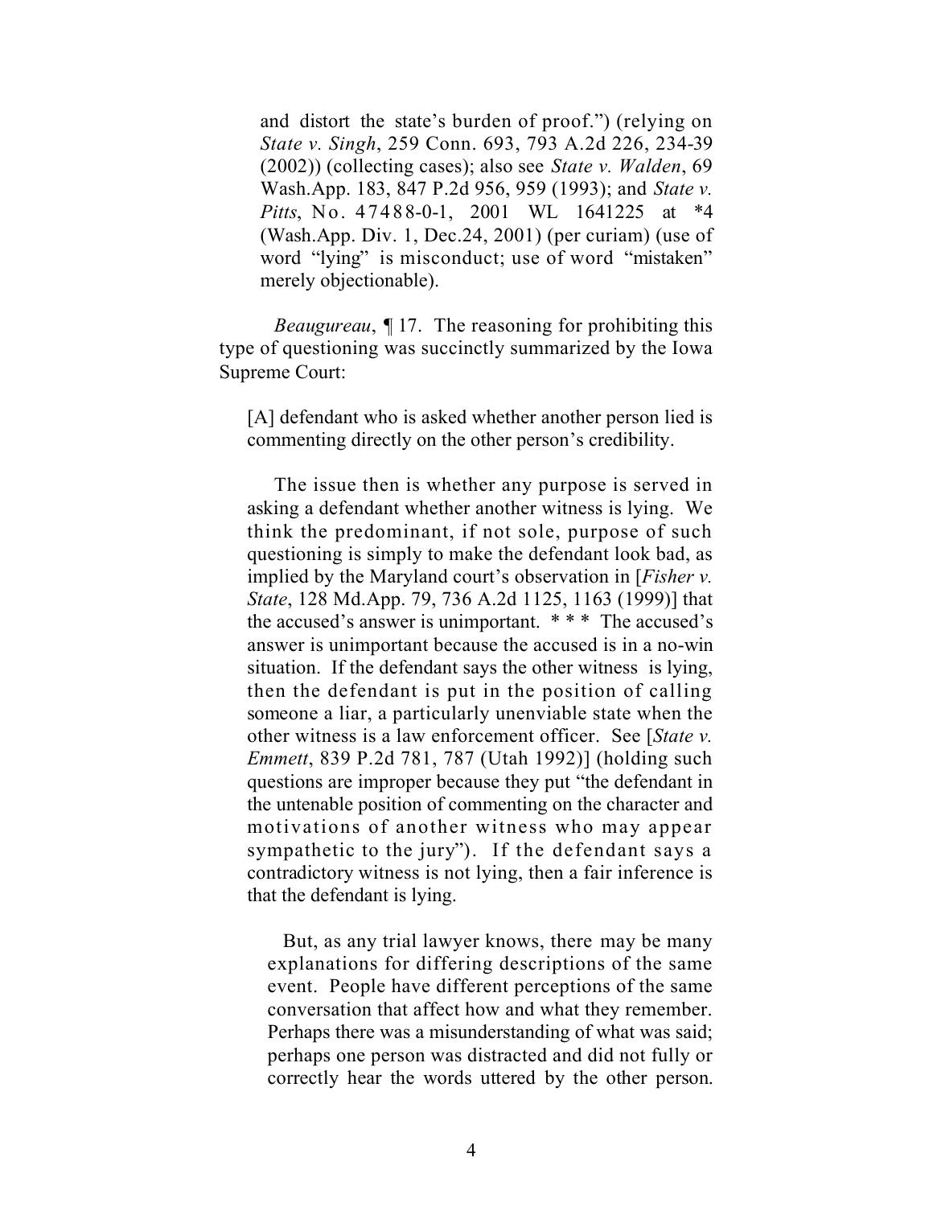> and distort the state's burden of proof.") (relying on *State v. Singh*, 259 Conn. 693, 793 A.2d 226, 234-39 (2002)) (collecting cases); also see *State v. Walden*, 69 Wash.App. 183, 847 P.2d 956, 959 (1993); and *State v. Pitts*, No. 47488-0-1, 2001 WL 1641225 at *4 (Wash.App. Div. 1, Dec.24, 2001) (per curiam) (use of word "lying" is misconduct; use of word "mistaken" merely objectionable).

*Beaugureau*, ¶ 17. The reasoning for prohibiting this type of questioning was succinctly summarized by the Iowa Supreme Court:

> [A] defendant who is asked whether another person lied is commenting directly on the other person's credibility.
>
> The issue then is whether any purpose is served in asking a defendant whether another witness is lying. We think the predominant, if not sole, purpose of such questioning is simply to make the defendant look bad, as implied by the Maryland court's observation in [*Fisher v. State*, 128 Md.App. 79, 736 A.2d 1125, 1163 (1999)] that the accused's answer is unimportant. * * * The accused's answer is unimportant because the accused is in a no-win situation. If the defendant says the other witness is lying, then the defendant is put in the position of calling someone a liar, a particularly unenviable state when the other witness is a law enforcement officer. See [*State v. Emmett*, 839 P.2d 781, 787 (Utah 1992)] (holding such questions are improper because they put "the defendant in the untenable position of commenting on the character and motivations of another witness who may appear sympathetic to the jury"). If the defendant says a contradictory witness is not lying, then a fair inference is that the defendant is lying.
>
> But, as any trial lawyer knows, there may be many explanations for differing descriptions of the same event. People have different perceptions of the same conversation that affect how and what they remember. Perhaps there was a misunderstanding of what was said; perhaps one person was distracted and did not fully or correctly hear the words uttered by the other person.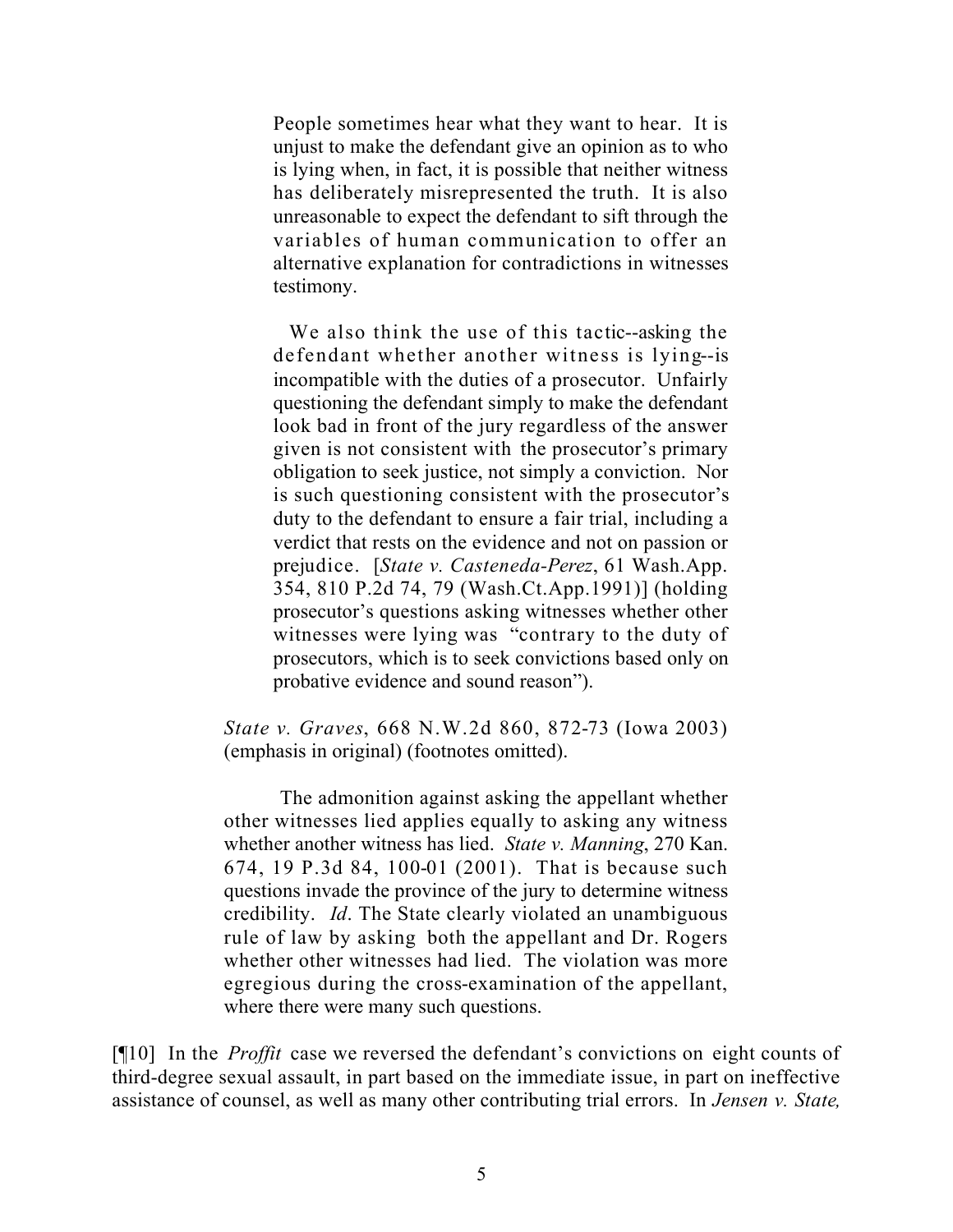> People sometimes hear what they want to hear. It is unjust to make the defendant give an opinion as to who is lying when, in fact, it is possible that neither witness has deliberately misrepresented the truth. It is also unreasonable to expect the defendant to sift through the variables of human communication to offer an alternative explanation for contradictions in witnesses testimony.
>
> We also think the use of this tactic--asking the defendant whether another witness is lying--is incompatible with the duties of a prosecutor. Unfairly questioning the defendant simply to make the defendant look bad in front of the jury regardless of the answer given is not consistent with the prosecutor's primary obligation to seek justice, not simply a conviction. Nor is such questioning consistent with the prosecutor's duty to the defendant to ensure a fair trial, including a verdict that rests on the evidence and not on passion or prejudice. [*State v. Casteneda-Perez*, 61 Wash.App. 354, 810 P.2d 74, 79 (Wash.Ct.App.1991)] (holding prosecutor's questions asking witnesses whether other witnesses were lying was "contrary to the duty of prosecutors, which is to seek convictions based only on probative evidence and sound reason").

> *State v. Graves*, 668 N.W.2d 860, 872-73 (Iowa 2003) (emphasis in original) (footnotes omitted).
>
> The admonition against asking the appellant whether other witnesses lied applies equally to asking any witness whether another witness has lied. *State v. Manning*, 270 Kan. 674, 19 P.3d 84, 100-01 (2001). That is because such questions invade the province of the jury to determine witness credibility. *Id*. The State clearly violated an unambiguous rule of law by asking both the appellant and Dr. Rogers whether other witnesses had lied. The violation was more egregious during the cross-examination of the appellant, where there were many such questions.

[¶10] In the *Proffit* case we reversed the defendant's convictions on eight counts of third-degree sexual assault, in part based on the immediate issue, in part on ineffective assistance of counsel, as well as many other contributing trial errors. In *Jensen v. State,*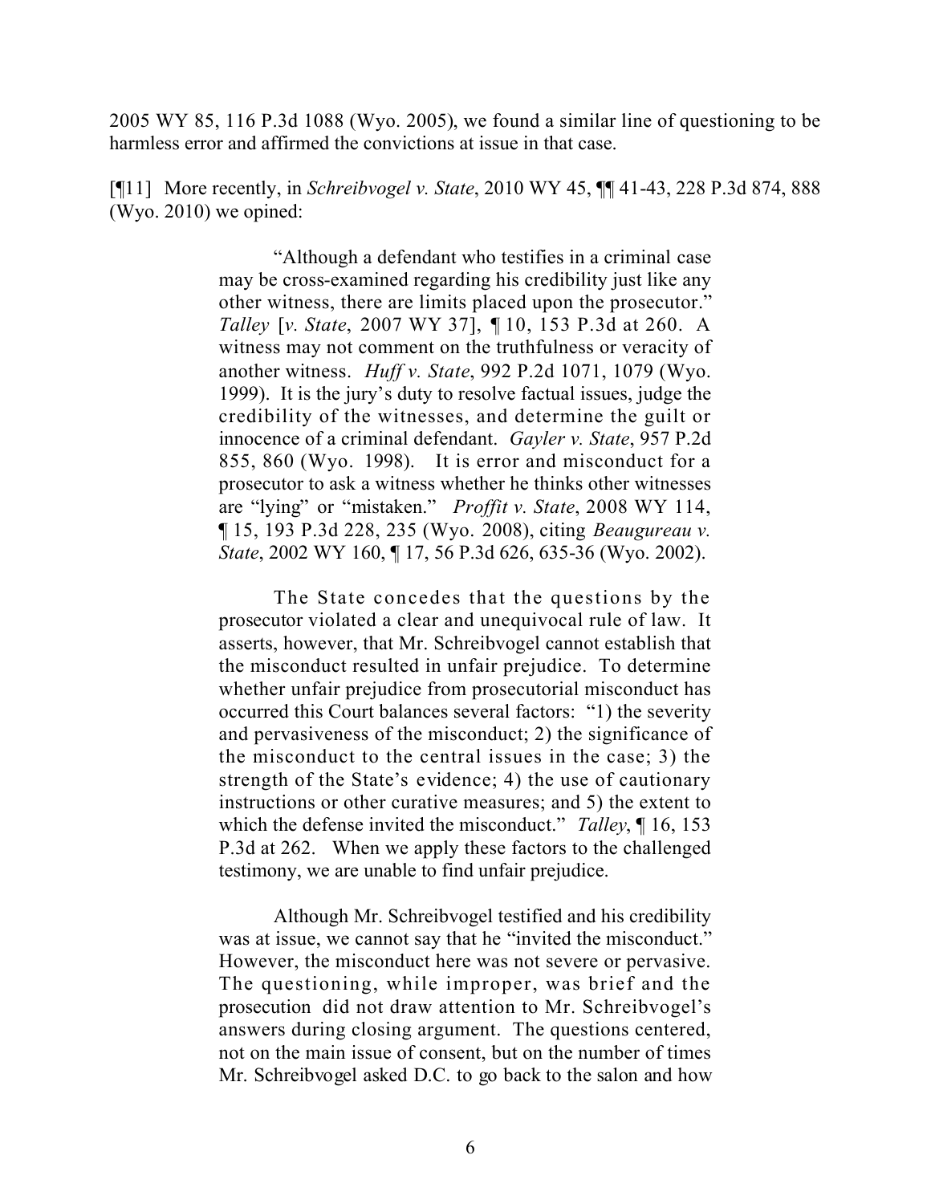2005 WY 85, 116 P.3d 1088 (Wyo. 2005), we found a similar line of questioning to be harmless error and affirmed the convictions at issue in that case.

[¶11] More recently, in *Schreibvogel v. State*, 2010 WY 45, ¶¶ 41-43, 228 P.3d 874, 888 (Wyo. 2010) we opined:

> "Although a defendant who testifies in a criminal case may be cross-examined regarding his credibility just like any other witness, there are limits placed upon the prosecutor." *Talley* [*v. State*, 2007 WY 37], ¶ 10, 153 P.3d at 260. A witness may not comment on the truthfulness or veracity of another witness. *Huff v. State*, 992 P.2d 1071, 1079 (Wyo. 1999). It is the jury's duty to resolve factual issues, judge the credibility of the witnesses, and determine the guilt or innocence of a criminal defendant. *Gayler v. State*, 957 P.2d 855, 860 (Wyo. 1998). It is error and misconduct for a prosecutor to ask a witness whether he thinks other witnesses are "lying" or "mistaken." *Proffit v. State*, 2008 WY 114, ¶ 15, 193 P.3d 228, 235 (Wyo. 2008), citing *Beaugureau v. State*, 2002 WY 160, ¶ 17, 56 P.3d 626, 635-36 (Wyo. 2002).
>
> The State concedes that the questions by the prosecutor violated a clear and unequivocal rule of law. It asserts, however, that Mr. Schreibvogel cannot establish that the misconduct resulted in unfair prejudice. To determine whether unfair prejudice from prosecutorial misconduct has occurred this Court balances several factors: "1) the severity and pervasiveness of the misconduct; 2) the significance of the misconduct to the central issues in the case; 3) the strength of the State's evidence; 4) the use of cautionary instructions or other curative measures; and 5) the extent to which the defense invited the misconduct." *Talley*, ¶ 16, 153 P.3d at 262. When we apply these factors to the challenged testimony, we are unable to find unfair prejudice.
>
> Although Mr. Schreibvogel testified and his credibility was at issue, we cannot say that he "invited the misconduct." However, the misconduct here was not severe or pervasive. The questioning, while improper, was brief and the prosecution did not draw attention to Mr. Schreibvogel's answers during closing argument. The questions centered, not on the main issue of consent, but on the number of times Mr. Schreibvogel asked D.C. to go back to the salon and how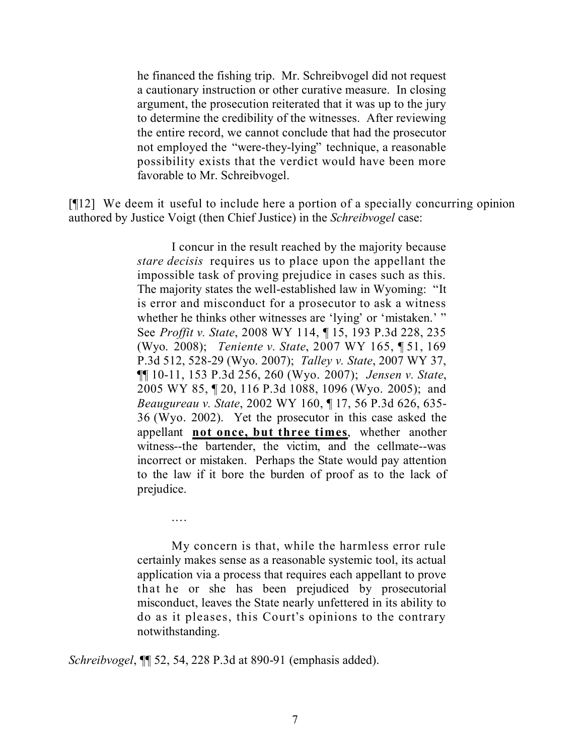> he financed the fishing trip. Mr. Schreibvogel did not request a cautionary instruction or other curative measure. In closing argument, the prosecution reiterated that it was up to the jury to determine the credibility of the witnesses. After reviewing the entire record, we cannot conclude that had the prosecutor not employed the "were-they-lying" technique, a reasonable possibility exists that the verdict would have been more favorable to Mr. Schreibvogel.

[¶12] We deem it useful to include here a portion of a specially concurring opinion authored by Justice Voigt (then Chief Justice) in the *Schreibvogel* case:

> I concur in the result reached by the majority because *stare decisis* requires us to place upon the appellant the impossible task of proving prejudice in cases such as this. The majority states the well-established law in Wyoming: "It is error and misconduct for a prosecutor to ask a witness whether he thinks other witnesses are 'lying' or 'mistaken.' " See *Proffit v. State*, 2008 WY 114, ¶ 15, 193 P.3d 228, 235 (Wyo. 2008); *Teniente v. State*, 2007 WY 165, ¶ 51, 169 P.3d 512, 528-29 (Wyo. 2007); *Talley v. State*, 2007 WY 37, ¶¶ 10-11, 153 P.3d 256, 260 (Wyo. 2007); *Jensen v. State*, 2005 WY 85, ¶ 20, 116 P.3d 1088, 1096 (Wyo. 2005); and *Beaugureau v. State*, 2002 WY 160, ¶ 17, 56 P.3d 626, 635-36 (Wyo. 2002). Yet the prosecutor in this case asked the appellant **<u>not once, but three times</u>**, whether another witness--the bartender, the victim, and the cellmate--was incorrect or mistaken. Perhaps the State would pay attention to the law if it bore the burden of proof as to the lack of prejudice.
>
> ….
>
> My concern is that, while the harmless error rule certainly makes sense as a reasonable systemic tool, its actual application via a process that requires each appellant to prove that he or she has been prejudiced by prosecutorial misconduct, leaves the State nearly unfettered in its ability to do as it pleases, this Court's opinions to the contrary notwithstanding.

*Schreibvogel*, ¶¶ 52, 54, 228 P.3d at 890-91 (emphasis added).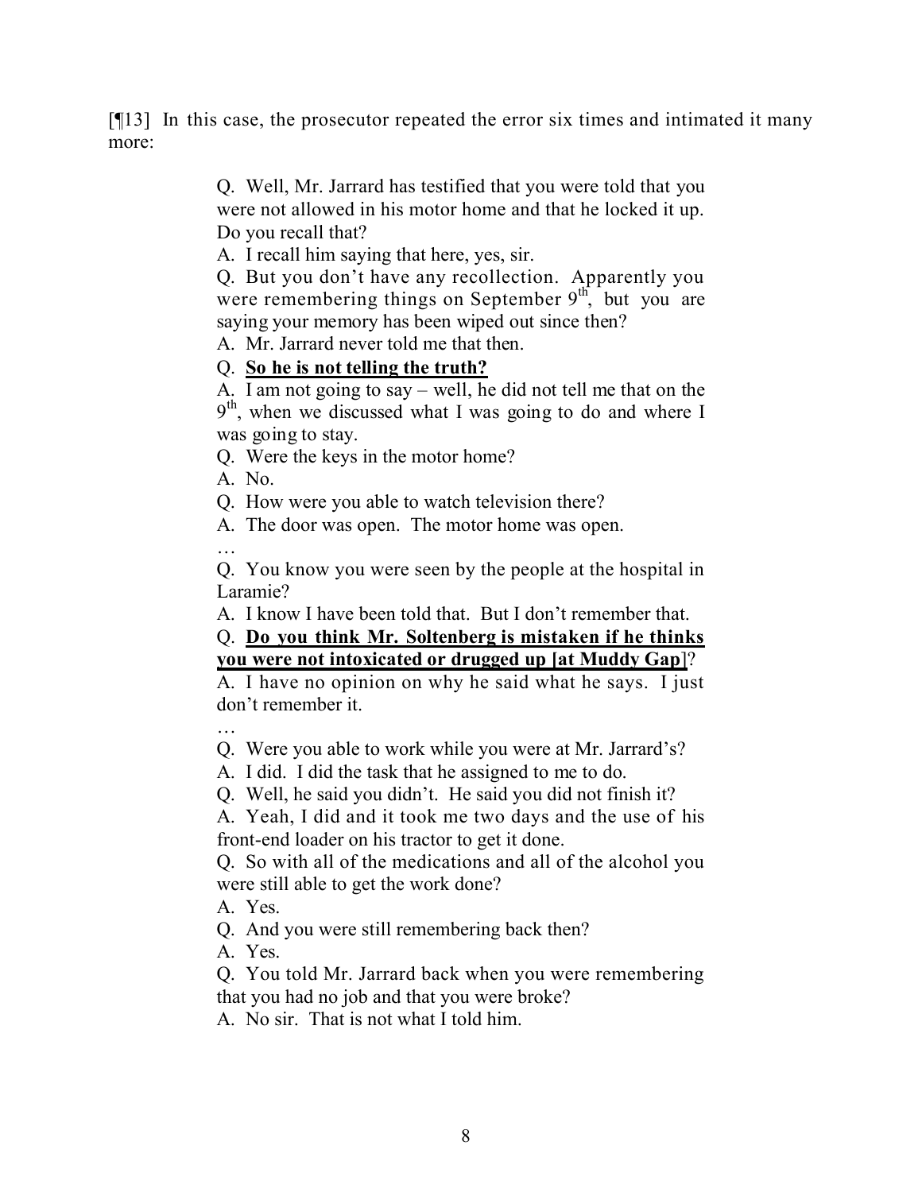[¶13] In this case, the prosecutor repeated the error six times and intimated it many more:

> Q. Well, Mr. Jarrard has testified that you were told that you were not allowed in his motor home and that he locked it up. Do you recall that?
>
> A. I recall him saying that here, yes, sir.
>
> Q. But you don't have any recollection. Apparently you were remembering things on September 9th, but you are saying your memory has been wiped out since then?
>
> A. Mr. Jarrard never told me that then.
>
> Q. **<u>So he is not telling the truth?</u>**
>
> A. I am not going to say – well, he did not tell me that on the 9th, when we discussed what I was going to do and where I was going to stay.
>
> Q. Were the keys in the motor home?
>
> A. No.
>
> Q. How were you able to watch television there?
>
> A. The door was open. The motor home was open.
>
> …
>
> Q. You know you were seen by the people at the hospital in Laramie?
>
> A. I know I have been told that. But I don't remember that.
>
> Q. **<u>Do you think Mr. Soltenberg is mistaken if he thinks you were not intoxicated or drugged up [at Muddy Gap</u>**]?
>
> A. I have no opinion on why he said what he says. I just don't remember it.
>
> …
>
> Q. Were you able to work while you were at Mr. Jarrard's?
>
> A. I did. I did the task that he assigned to me to do.
>
> Q. Well, he said you didn't. He said you did not finish it?
>
> A. Yeah, I did and it took me two days and the use of his front-end loader on his tractor to get it done.
>
> Q. So with all of the medications and all of the alcohol you were still able to get the work done?
>
> A. Yes.
>
> Q. And you were still remembering back then?
>
> A. Yes.
>
> Q. You told Mr. Jarrard back when you were remembering that you had no job and that you were broke?
>
> A. No sir. That is not what I told him.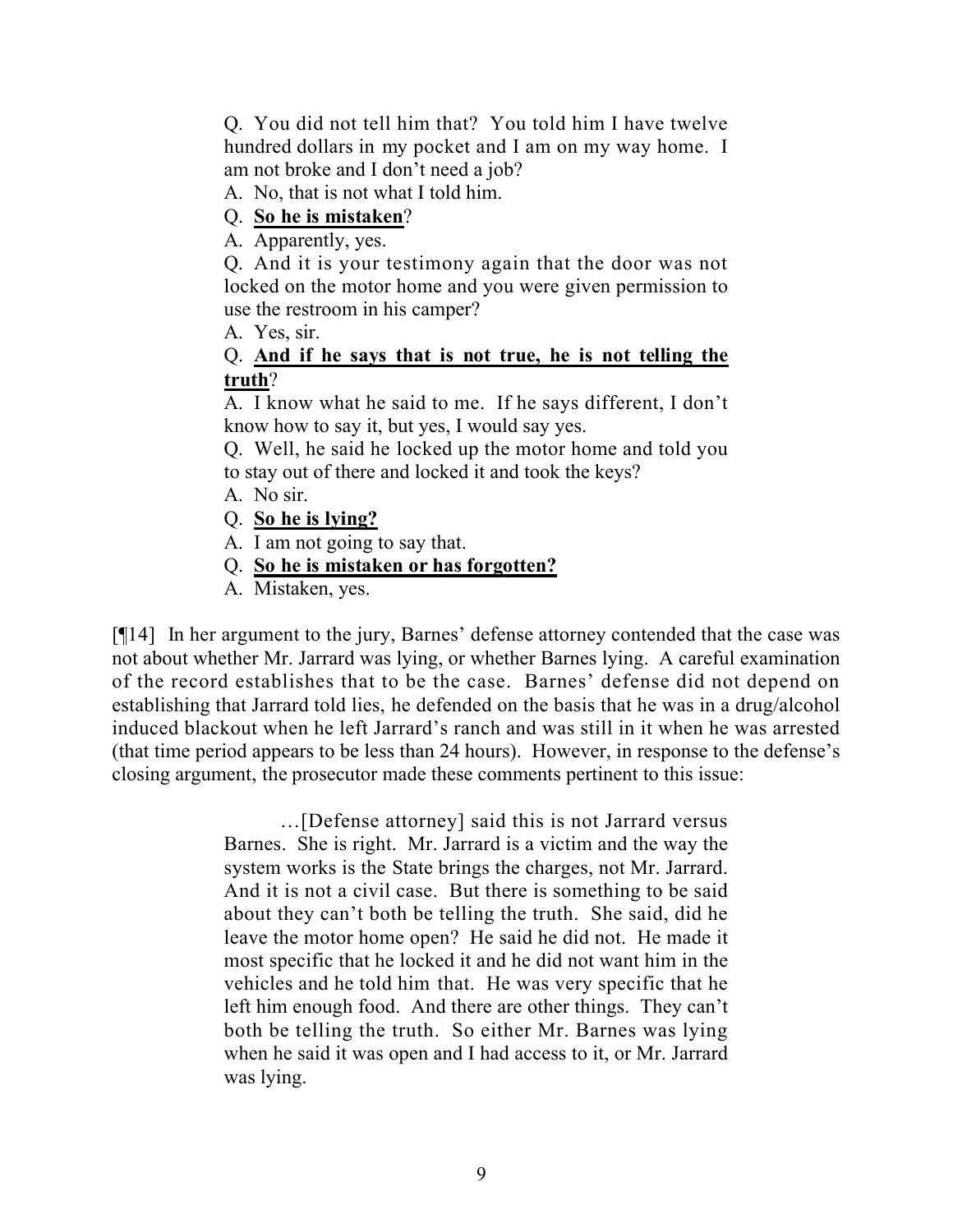> Q. You did not tell him that? You told him I have twelve hundred dollars in my pocket and I am on my way home. I am not broke and I don't need a job?
>
> A. No, that is not what I told him.
>
> Q. **<u>So he is mistaken</u>**?
>
> A. Apparently, yes.
>
> Q. And it is your testimony again that the door was not locked on the motor home and you were given permission to use the restroom in his camper?
>
> A. Yes, sir.
>
> Q. **<u>And if he says that is not true, he is not telling the truth</u>**?
>
> A. I know what he said to me. If he says different, I don't know how to say it, but yes, I would say yes.
>
> Q. Well, he said he locked up the motor home and told you to stay out of there and locked it and took the keys?
>
> A. No sir.
>
> Q. **<u>So he is lying?</u>**
>
> A. I am not going to say that.
>
> Q. **<u>So he is mistaken or has forgotten?</u>**
>
> A. Mistaken, yes.

[¶14] In her argument to the jury, Barnes' defense attorney contended that the case was not about whether Mr. Jarrard was lying, or whether Barnes lying. A careful examination of the record establishes that to be the case. Barnes' defense did not depend on establishing that Jarrard told lies, he defended on the basis that he was in a drug/alcohol induced blackout when he left Jarrard's ranch and was still in it when he was arrested (that time period appears to be less than 24 hours). However, in response to the defense's closing argument, the prosecutor made these comments pertinent to this issue:

> …[Defense attorney] said this is not Jarrard versus Barnes. She is right. Mr. Jarrard is a victim and the way the system works is the State brings the charges, not Mr. Jarrard. And it is not a civil case. But there is something to be said about they can't both be telling the truth. She said, did he leave the motor home open? He said he did not. He made it most specific that he locked it and he did not want him in the vehicles and he told him that. He was very specific that he left him enough food. And there are other things. They can't both be telling the truth. So either Mr. Barnes was lying when he said it was open and I had access to it, or Mr. Jarrard was lying.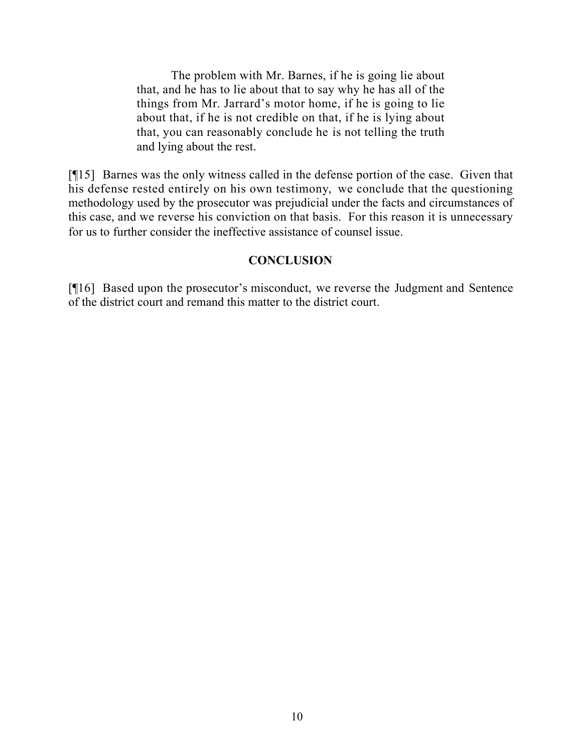> The problem with Mr. Barnes, if he is going lie about that, and he has to lie about that to say why he has all of the things from Mr. Jarrard's motor home, if he is going to lie about that, if he is not credible on that, if he is lying about that, you can reasonably conclude he is not telling the truth and lying about the rest.

[¶15] Barnes was the only witness called in the defense portion of the case. Given that his defense rested entirely on his own testimony, we conclude that the questioning methodology used by the prosecutor was prejudicial under the facts and circumstances of this case, and we reverse his conviction on that basis. For this reason it is unnecessary for us to further consider the ineffective assistance of counsel issue.

## CONCLUSION

[¶16] Based upon the prosecutor's misconduct, we reverse the Judgment and Sentence of the district court and remand this matter to the district court.